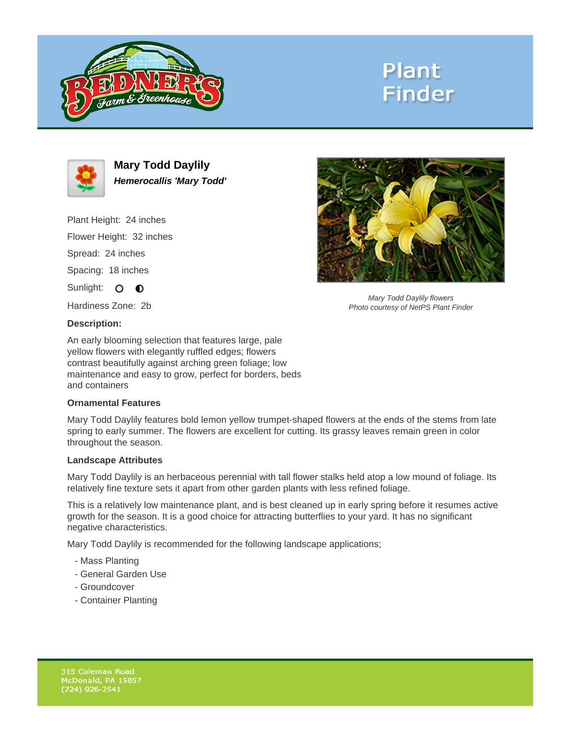Plant Finder

# Mary Todd Daylily

***Hemerocallis 'Mary Todd'***

Plant Height: 24 inches

Flower Height: 32 inches

Spread: 24 inches

Spacing: 18 inches

Sunlight:

Hardiness Zone: 2b

**Description:**

An early blooming selection that features large, pale yellow flowers with elegantly ruffled edges; flowers contrast beautifully against arching green foliage; low maintenance and easy to grow, perfect for borders, beds and containers

*Mary Todd Daylily flowers*
*Photo courtesy of NetPS Plant Finder*

### Ornamental Features

Mary Todd Daylily features bold lemon yellow trumpet-shaped flowers at the ends of the stems from late spring to early summer. The flowers are excellent for cutting. Its grassy leaves remain green in color throughout the season.

### Landscape Attributes

Mary Todd Daylily is an herbaceous perennial with tall flower stalks held atop a low mound of foliage. Its relatively fine texture sets it apart from other garden plants with less refined foliage.

This is a relatively low maintenance plant, and is best cleaned up in early spring before it resumes active growth for the season. It is a good choice for attracting butterflies to your yard. It has no significant negative characteristics.

Mary Todd Daylily is recommended for the following landscape applications;

- Mass Planting
- General Garden Use
- Groundcover
- Container Planting

315 Coleman Road
McDonald, PA 15057
(724) 926-2541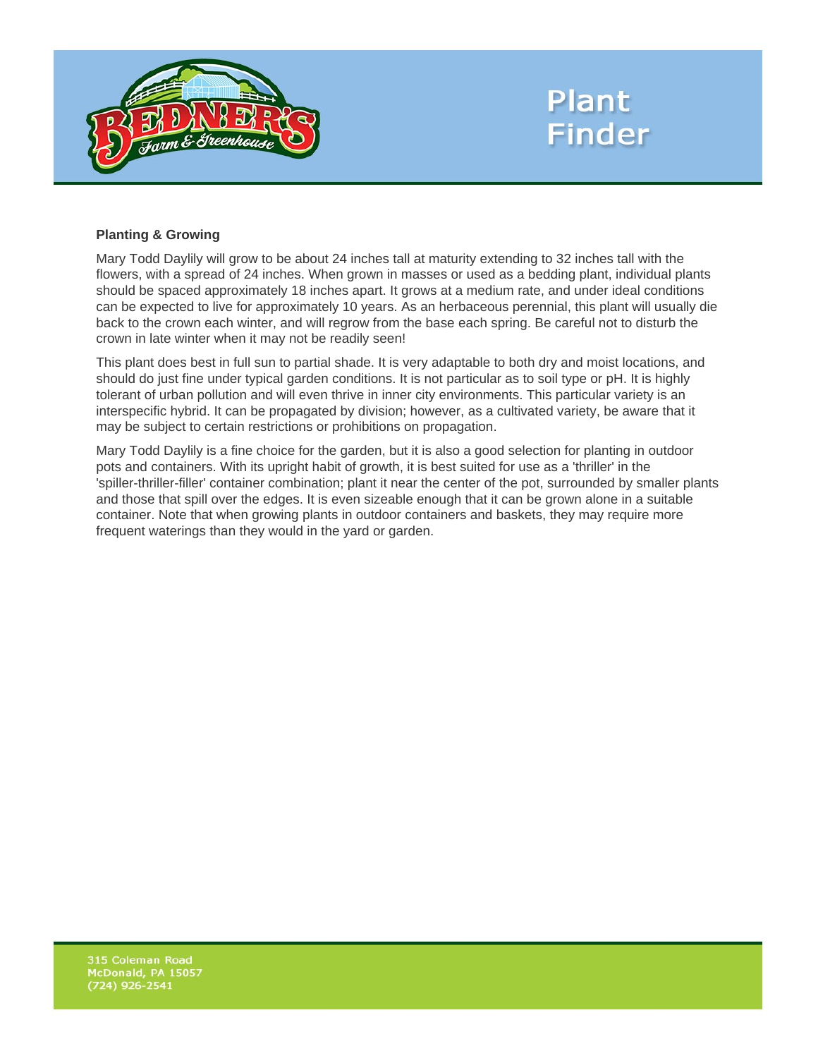### Planting & Growing

Mary Todd Daylily will grow to be about 24 inches tall at maturity extending to 32 inches tall with the flowers, with a spread of 24 inches. When grown in masses or used as a bedding plant, individual plants should be spaced approximately 18 inches apart. It grows at a medium rate, and under ideal conditions can be expected to live for approximately 10 years. As an herbaceous perennial, this plant will usually die back to the crown each winter, and will regrow from the base each spring. Be careful not to disturb the crown in late winter when it may not be readily seen!

This plant does best in full sun to partial shade. It is very adaptable to both dry and moist locations, and should do just fine under typical garden conditions. It is not particular as to soil type or pH. It is highly tolerant of urban pollution and will even thrive in inner city environments. This particular variety is an interspecific hybrid. It can be propagated by division; however, as a cultivated variety, be aware that it may be subject to certain restrictions or prohibitions on propagation.

Mary Todd Daylily is a fine choice for the garden, but it is also a good selection for planting in outdoor pots and containers. With its upright habit of growth, it is best suited for use as a 'thriller' in the 'spiller-thriller-filler' container combination; plant it near the center of the pot, surrounded by smaller plants and those that spill over the edges. It is even sizeable enough that it can be grown alone in a suitable container. Note that when growing plants in outdoor containers and baskets, they may require more frequent waterings than they would in the yard or garden.